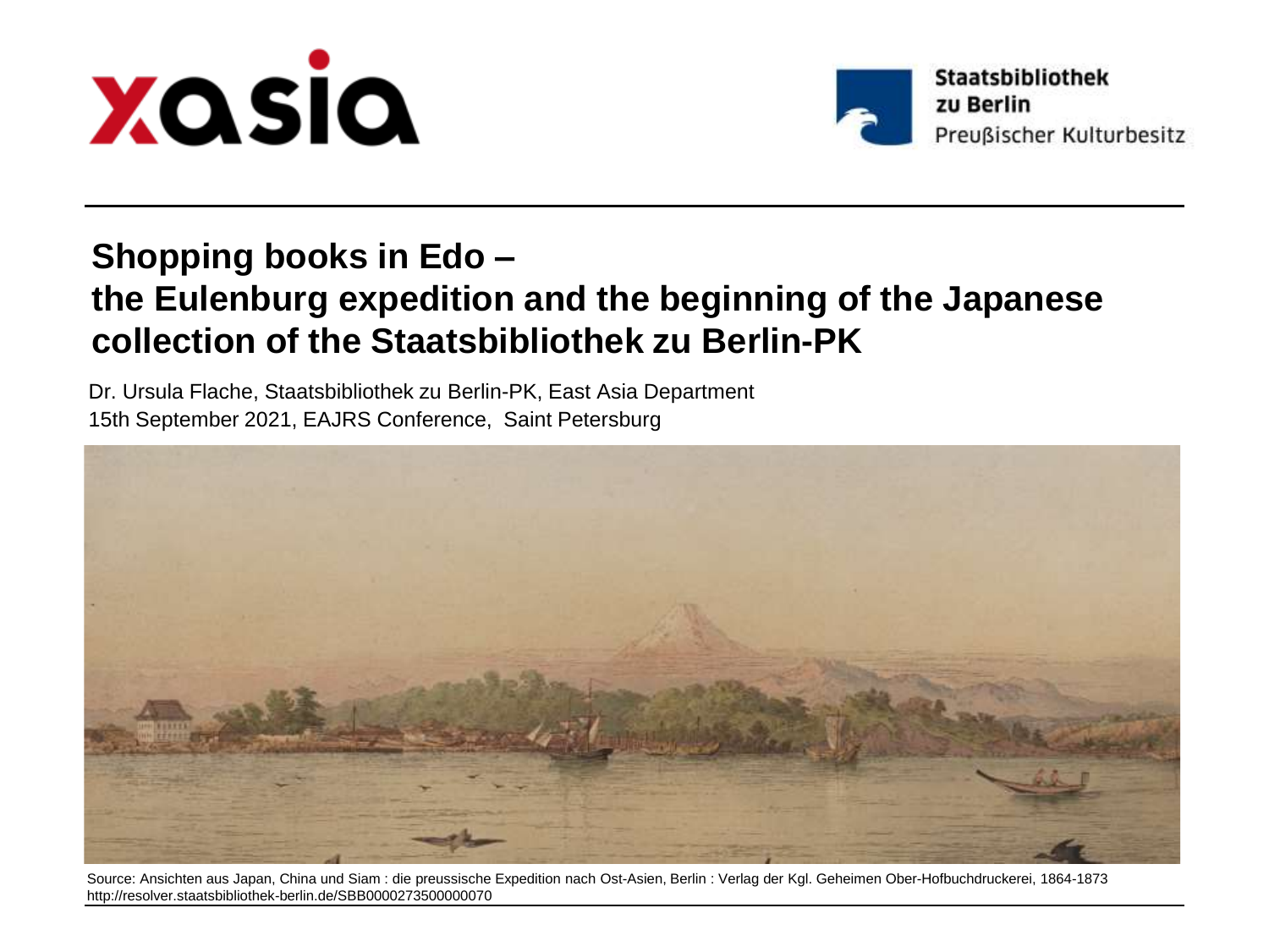xasia

Staatsbibliothek zu Berlin
Preußischer Kulturbesitz

# Shopping books in Edo – the Eulenburg expedition and the beginning of the Japanese collection of the Staatsbibliothek zu Berlin-PK

Dr. Ursula Flache, Staatsbibliothek zu Berlin-PK, East Asia Department
15th September 2021, EAJRS Conference, Saint Petersburg

Source: Ansichten aus Japan, China und Siam : die preussische Expedition nach Ost-Asien, Berlin : Verlag der Kgl. Geheimen Ober-Hofbuchdruckerei, 1864-1873
http://resolver.staatsbibliothek-berlin.de/SBB0000273500000070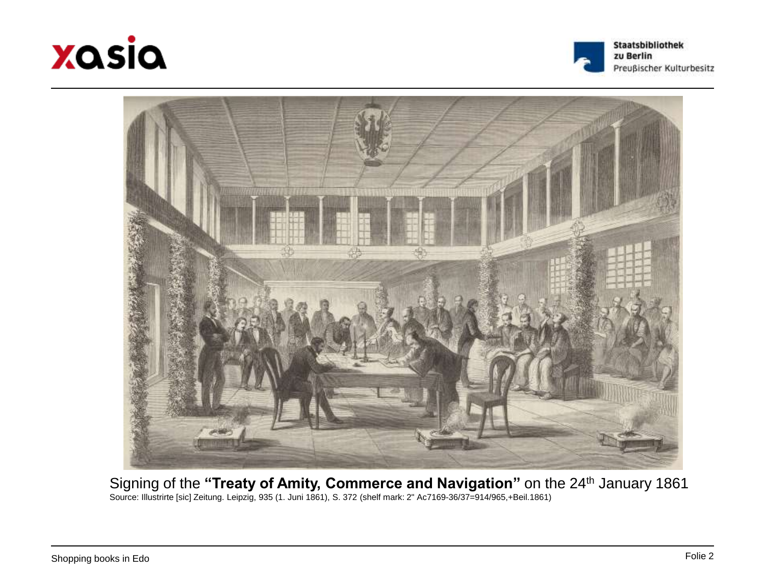Signing of the **"Treaty of Amity, Commerce and Navigation"** on the 24th January 1861

Source: Illustrirte [sic] Zeitung. Leipzig, 935 (1. Juni 1861), S. 372 (shelf mark: 2" Ac7169-36/37=914/965,+Beil.1861)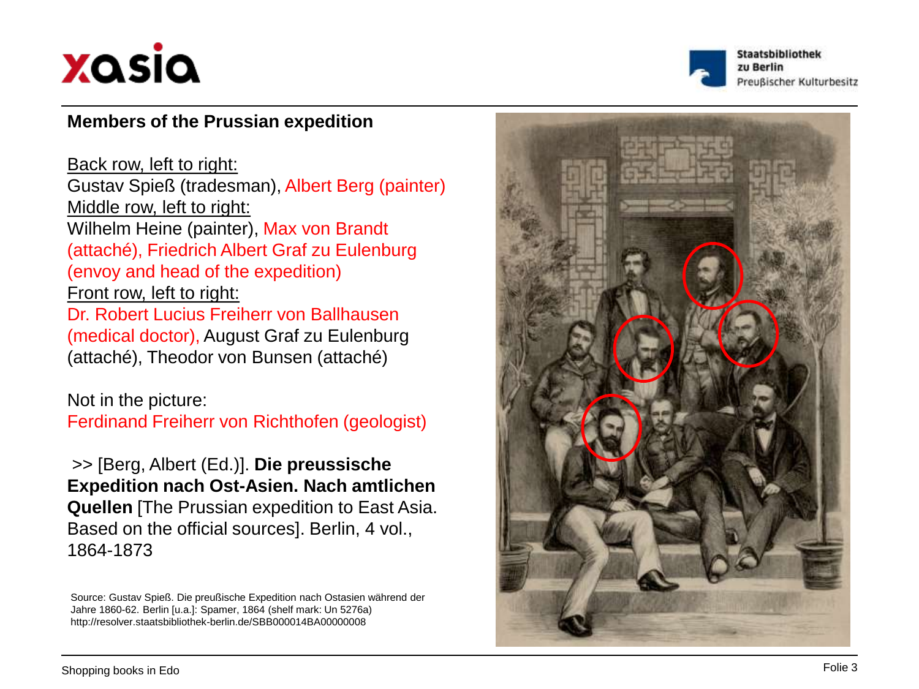## Members of the Prussian expedition

Back row, left to right:
Gustav Spieß (tradesman), Albert Berg (painter)
Middle row, left to right:
Wilhelm Heine (painter), Max von Brandt (attaché), Friedrich Albert Graf zu Eulenburg (envoy and head of the expedition)
Front row, left to right:
Dr. Robert Lucius Freiherr von Ballhausen (medical doctor), August Graf zu Eulenburg (attaché), Theodor von Bunsen (attaché)

Not in the picture:
Ferdinand Freiherr von Richthofen (geologist)

>> [Berg, Albert (Ed.)]. **Die preussische Expedition nach Ost-Asien. Nach amtlichen Quellen** [The Prussian expedition to East Asia. Based on the official sources]. Berlin, 4 vol., 1864-1873

Source: Gustav Spieß. Die preußische Expedition nach Ostasien während der Jahre 1860-62. Berlin [u.a.]: Spamer, 1864 (shelf mark: Un 5276a)
http://resolver.staatsbibliothek-berlin.de/SBB000014BA00000008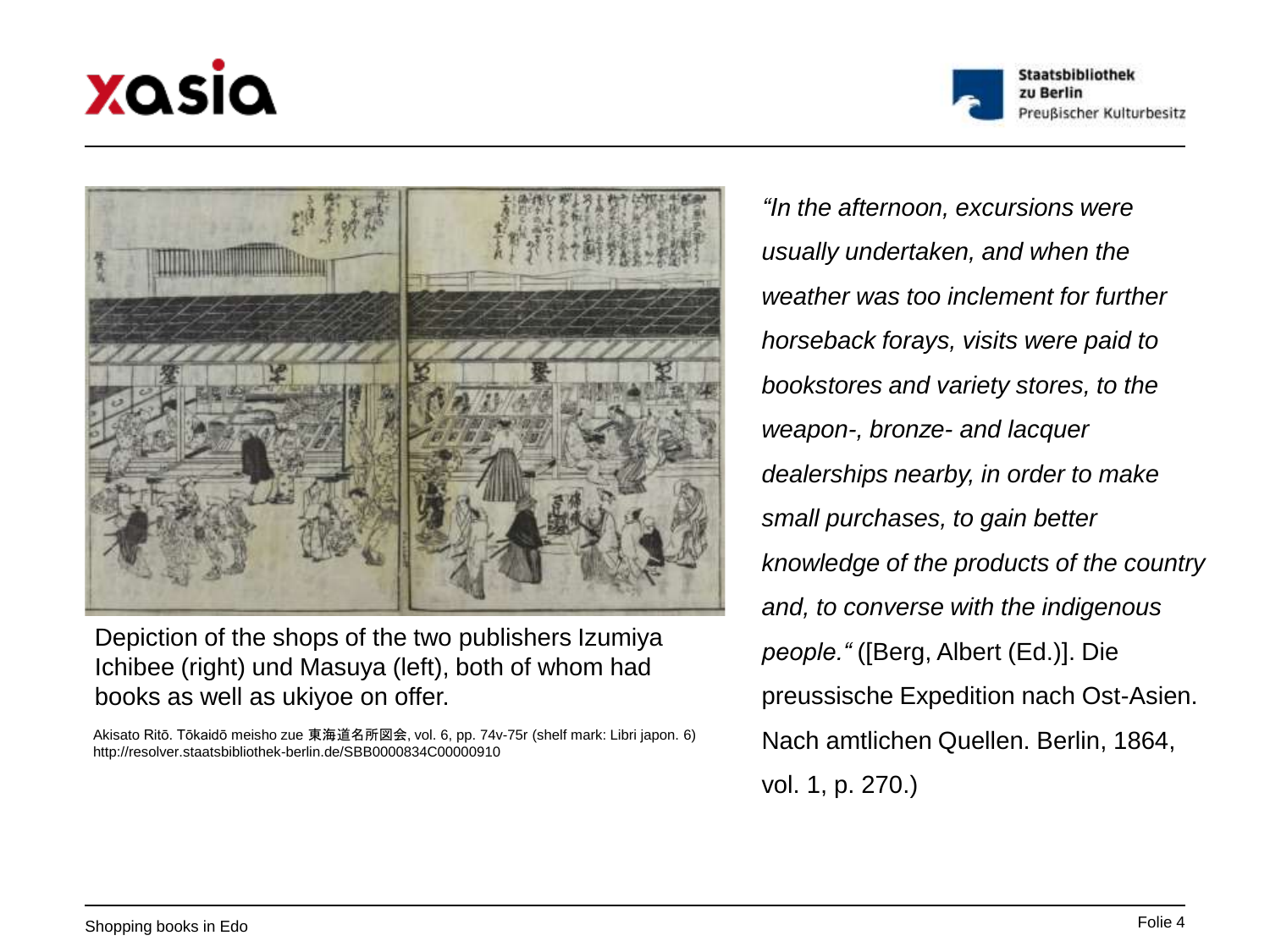Depiction of the shops of the two publishers Izumiya Ichibee (right) und Masuya (left), both of whom had books as well as ukiyoe on offer.

Akisato Ritō. Tōkaidō meisho zue 東海道名所図会, vol. 6, pp. 74v-75r (shelf mark: Libri japon. 6) http://resolver.staatsbibliothek-berlin.de/SBB0000834C00000910

*"In the afternoon, excursions were usually undertaken, and when the weather was too inclement for further horseback forays, visits were paid to bookstores and variety stores, to the weapon-, bronze- and lacquer dealerships nearby, in order to make small purchases, to gain better knowledge of the products of the country and, to converse with the indigenous people."* ([Berg, Albert (Ed.)]. Die preussische Expedition nach Ost-Asien. Nach amtlichen Quellen. Berlin, 1864, vol. 1, p. 270.)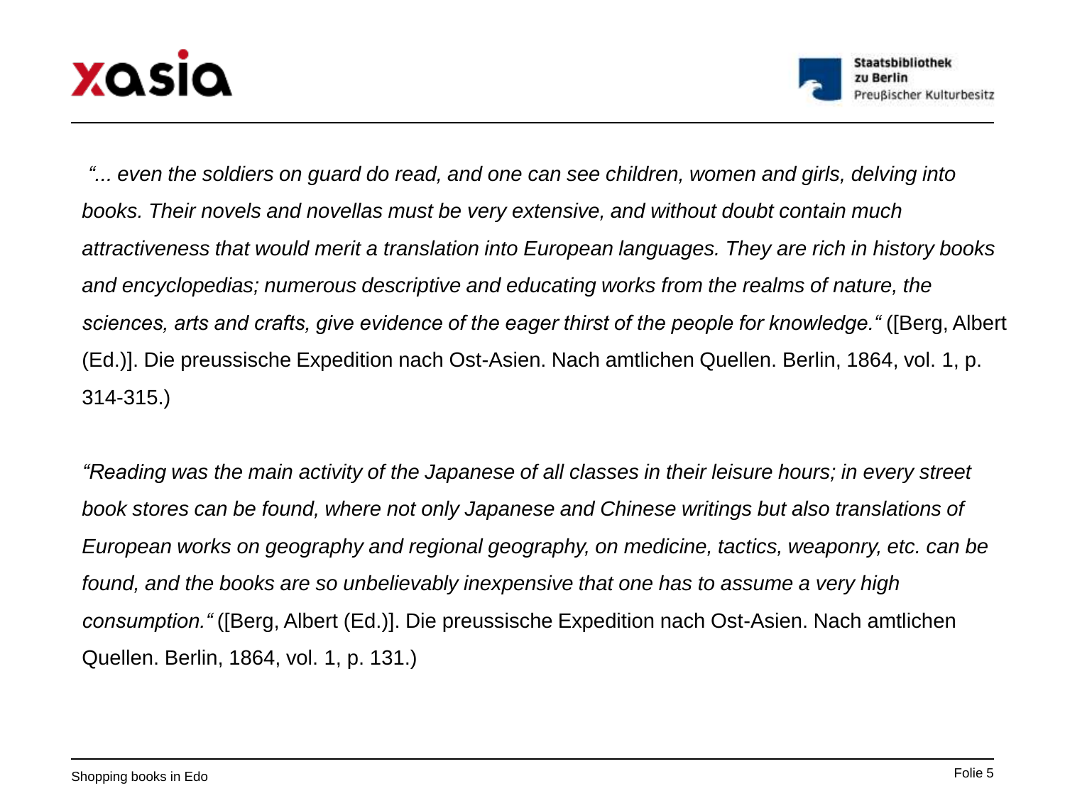*"... even the soldiers on guard do read, and one can see children, women and girls, delving into books. Their novels and novellas must be very extensive, and without doubt contain much attractiveness that would merit a translation into European languages. They are rich in history books and encyclopedias; numerous descriptive and educating works from the realms of nature, the sciences, arts and crafts, give evidence of the eager thirst of the people for knowledge."* ([Berg, Albert (Ed.)]. Die preussische Expedition nach Ost-Asien. Nach amtlichen Quellen. Berlin, 1864, vol. 1, p. 314-315.)

*"Reading was the main activity of the Japanese of all classes in their leisure hours; in every street book stores can be found, where not only Japanese and Chinese writings but also translations of European works on geography and regional geography, on medicine, tactics, weaponry, etc. can be found, and the books are so unbelievably inexpensive that one has to assume a very high consumption."* ([Berg, Albert (Ed.)]. Die preussische Expedition nach Ost-Asien. Nach amtlichen Quellen. Berlin, 1864, vol. 1, p. 131.)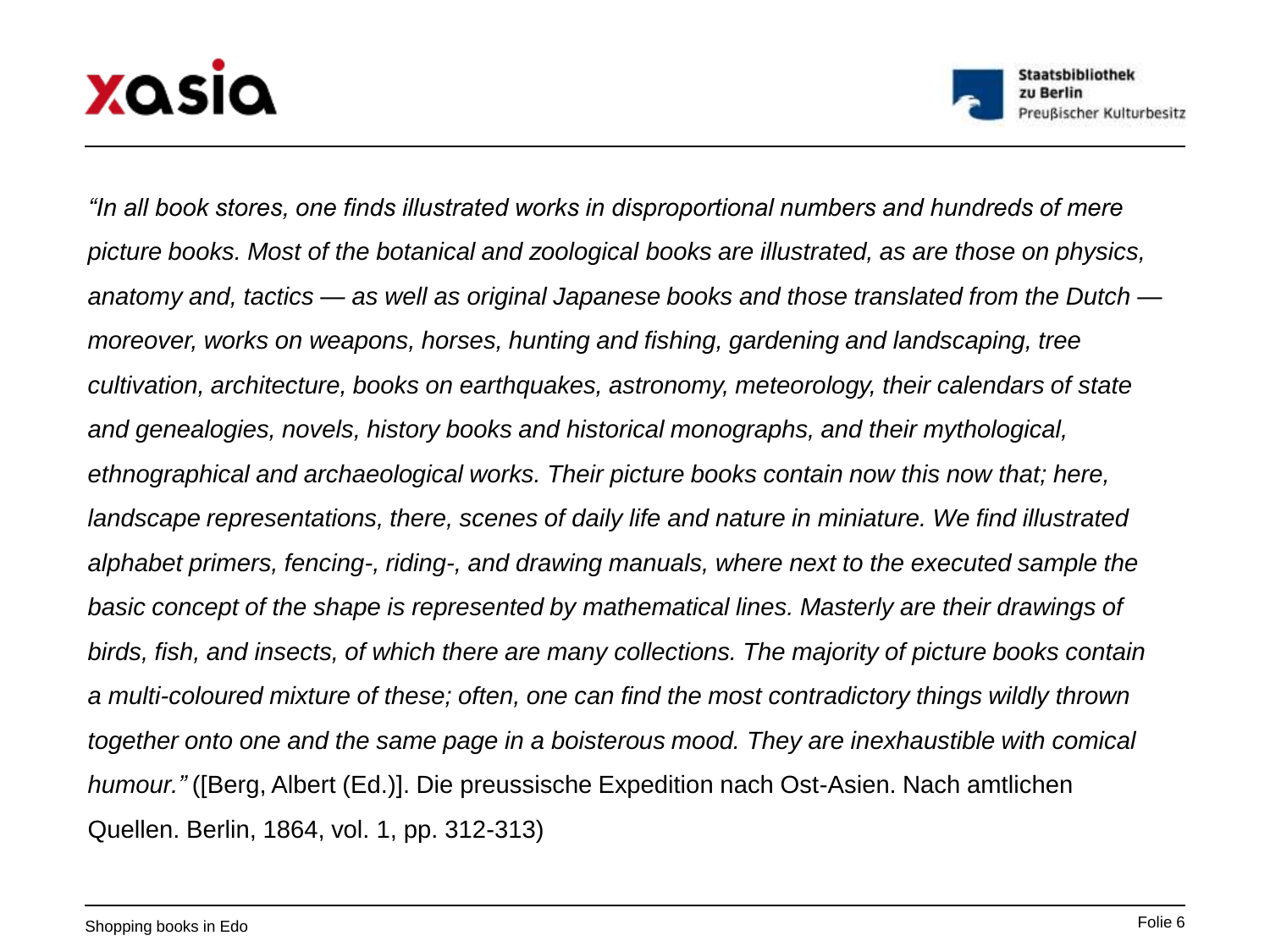*"In all book stores, one finds illustrated works in disproportional numbers and hundreds of mere picture books. Most of the botanical and zoological books are illustrated, as are those on physics, anatomy and, tactics — as well as original Japanese books and those translated from the Dutch — moreover, works on weapons, horses, hunting and fishing, gardening and landscaping, tree cultivation, architecture, books on earthquakes, astronomy, meteorology, their calendars of state and genealogies, novels, history books and historical monographs, and their mythological, ethnographical and archaeological works. Their picture books contain now this now that; here, landscape representations, there, scenes of daily life and nature in miniature. We find illustrated alphabet primers, fencing-, riding-, and drawing manuals, where next to the executed sample the basic concept of the shape is represented by mathematical lines. Masterly are their drawings of birds, fish, and insects, of which there are many collections. The majority of picture books contain a multi-coloured mixture of these; often, one can find the most contradictory things wildly thrown together onto one and the same page in a boisterous mood. They are inexhaustible with comical humour."* ([Berg, Albert (Ed.)]. Die preussische Expedition nach Ost-Asien. Nach amtlichen Quellen. Berlin, 1864, vol. 1, pp. 312-313)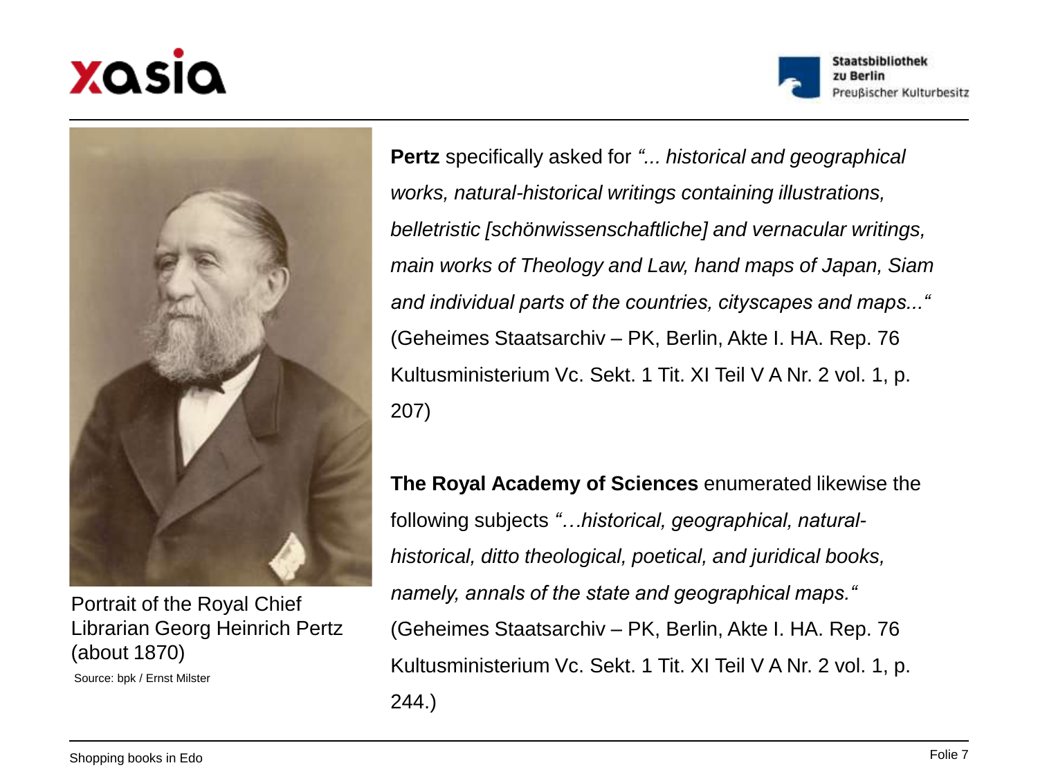**Pertz** specifically asked for *"... historical and geographical works, natural-historical writings containing illustrations, belletristic [schönwissenschaftliche] and vernacular writings, main works of Theology and Law, hand maps of Japan, Siam and individual parts of the countries, cityscapes and maps..."* (Geheimes Staatsarchiv – PK, Berlin, Akte I. HA. Rep. 76 Kultusministerium Vc. Sekt. 1 Tit. XI Teil V A Nr. 2 vol. 1, p. 207)

**The Royal Academy of Sciences** enumerated likewise the following subjects *"…historical, geographical, natural-historical, ditto theological, poetical, and juridical books, namely, annals of the state and geographical maps."* (Geheimes Staatsarchiv – PK, Berlin, Akte I. HA. Rep. 76 Kultusministerium Vc. Sekt. 1 Tit. XI Teil V A Nr. 2 vol. 1, p. 244.)

Portrait of the Royal Chief Librarian Georg Heinrich Pertz (about 1870)

Source: bpk / Ernst Milster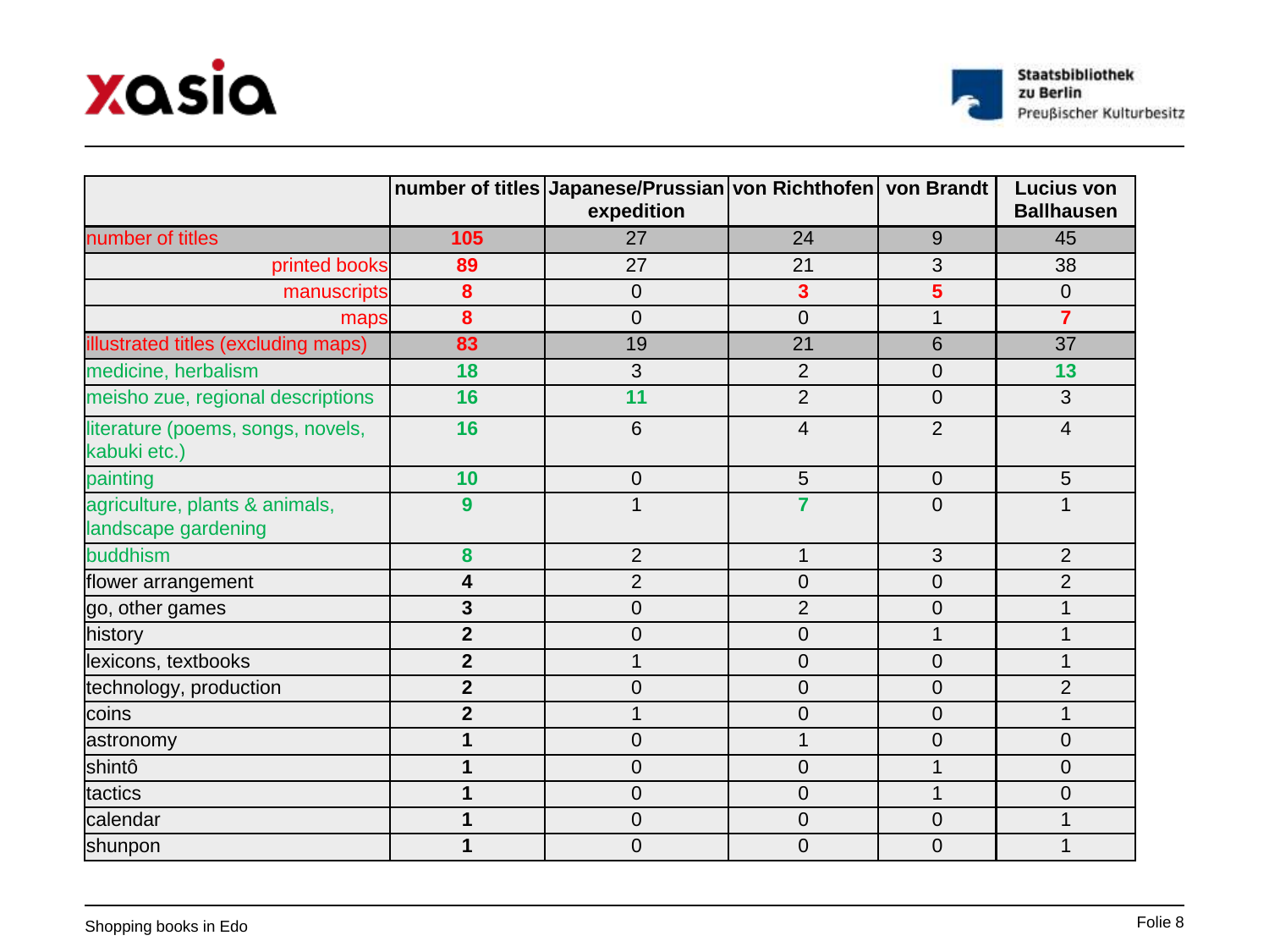| | number of titles | Japanese/Prussian expedition | von Richthofen | von Brandt | Lucius von Ballhausen |
|---|---|---|---|---|---|
| number of titles | **105** | 27 | 24 | 9 | 45 |
| printed books | **89** | 27 | 21 | 3 | 38 |
| manuscripts | **8** | 0 | **3** | **5** | 0 |
| maps | **8** | 0 | 0 | 1 | **7** |
| illustrated titles (excluding maps) | **83** | 19 | 21 | 6 | 37 |
| medicine, herbalism | **18** | 3 | 2 | 0 | **13** |
| meisho zue, regional descriptions | **16** | **11** | 2 | 0 | 3 |
| literature (poems, songs, novels, kabuki etc.) | **16** | 6 | 4 | 2 | 4 |
| painting | **10** | 0 | 5 | 0 | 5 |
| agriculture, plants & animals, landscape gardening | **9** | 1 | **7** | 0 | 1 |
| buddhism | **8** | 2 | 1 | 3 | 2 |
| flower arrangement | **4** | 2 | 0 | 0 | 2 |
| go, other games | **3** | 0 | 2 | 0 | 1 |
| history | **2** | 0 | 0 | 1 | 1 |
| lexicons, textbooks | **2** | 1 | 0 | 0 | 1 |
| technology, production | **2** | 0 | 0 | 0 | 2 |
| coins | **2** | 1 | 0 | 0 | 1 |
| astronomy | **1** | 0 | 1 | 0 | 0 |
| shintô | **1** | 0 | 0 | 1 | 0 |
| tactics | **1** | 0 | 0 | 1 | 0 |
| calendar | **1** | 0 | 0 | 0 | 1 |
| shunpon | **1** | 0 | 0 | 0 | 1 |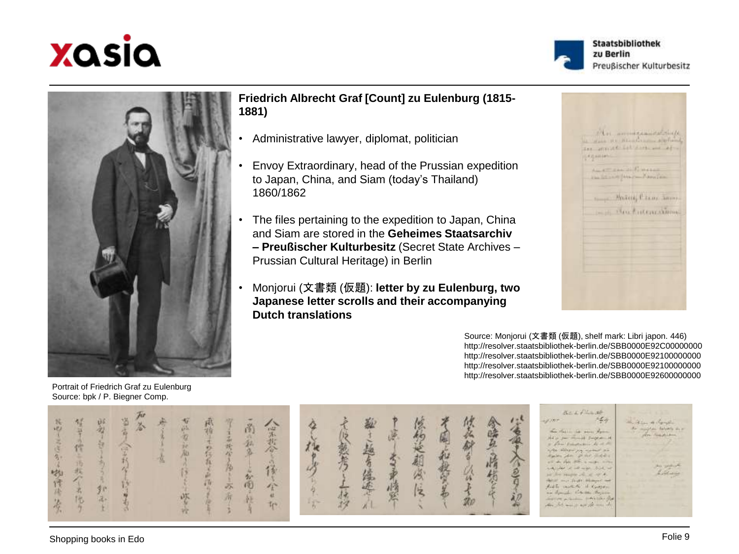## Friedrich Albrecht Graf [Count] zu Eulenburg (1815-1881)

- Administrative lawyer, diplomat, politician
- Envoy Extraordinary, head of the Prussian expedition to Japan, China, and Siam (today's Thailand) 1860/1862
- The files pertaining to the expedition to Japan, China and Siam are stored in the **Geheimes Staatsarchiv – Preußischer Kulturbesitz** (Secret State Archives – Prussian Cultural Heritage) in Berlin
- Monjorui (文書類 (仮題): **letter by zu Eulenburg, two Japanese letter scrolls and their accompanying Dutch translations**

Portrait of Friedrich Graf zu Eulenburg
Source: bpk / P. Biegner Comp.

Source: Monjorui (文書類 (仮題), shelf mark: Libri japon. 446)
http://resolver.staatsbibliothek-berlin.de/SBB0000E92C00000000
http://resolver.staatsbibliothek-berlin.de/SBB0000E92100000000
http://resolver.staatsbibliothek-berlin.de/SBB0000E92100000000
http://resolver.staatsbibliothek-berlin.de/SBB0000E92600000000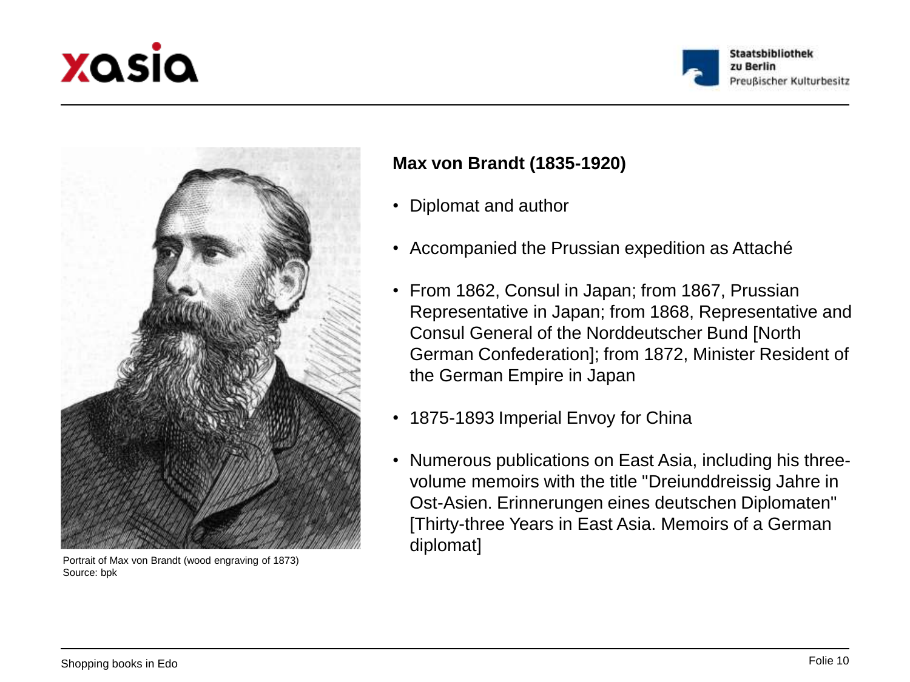## Max von Brandt (1835-1920)

- Diplomat and author
- Accompanied the Prussian expedition as Attaché
- From 1862, Consul in Japan; from 1867, Prussian Representative in Japan; from 1868, Representative and Consul General of the Norddeutscher Bund [North German Confederation]; from 1872, Minister Resident of the German Empire in Japan
- 1875-1893 Imperial Envoy for China
- Numerous publications on East Asia, including his three-volume memoirs with the title "Dreiunddreissig Jahre in Ost-Asien. Erinnerungen eines deutschen Diplomaten" [Thirty-three Years in East Asia. Memoirs of a German diplomat]

Portrait of Max von Brandt (wood engraving of 1873)
Source: bpk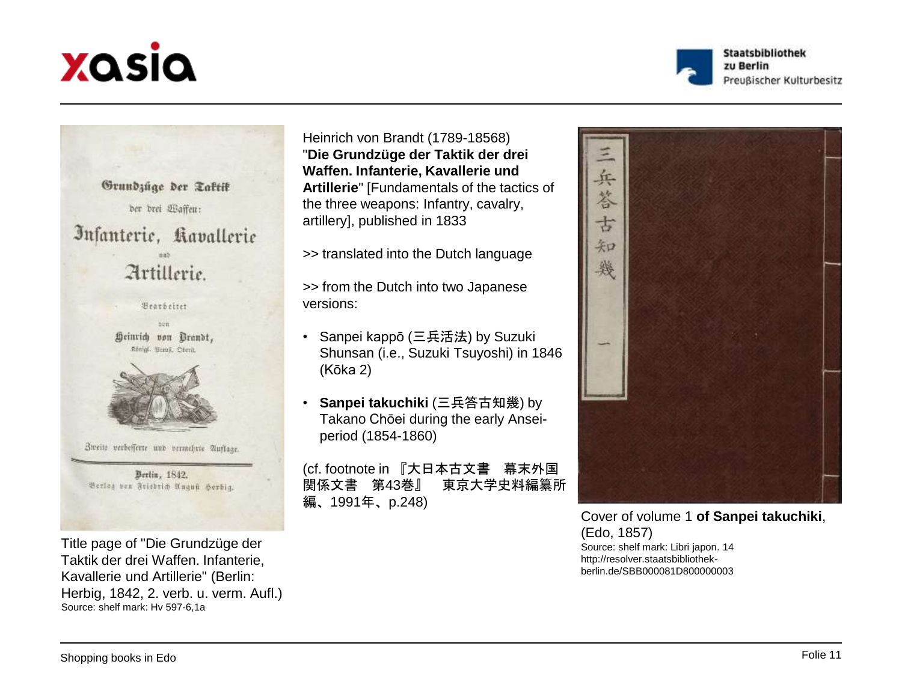Title page of "Die Grundzüge der Taktik der drei Waffen. Infanterie, Kavallerie und Artillerie" (Berlin: Herbig, 1842, 2. verb. u. verm. Aufl.)
Source: shelf mark: Hv 597-6,1a

Heinrich von Brandt (1789-18568) "**Die Grundzüge der Taktik der drei Waffen. Infanterie, Kavallerie und Artillerie**" [Fundamentals of the tactics of the three weapons: Infantry, cavalry, artillery], published in 1833

>> translated into the Dutch language

>> from the Dutch into two Japanese versions:

- Sanpei kappō (三兵活法) by Suzuki Shunsan (i.e., Suzuki Tsuyoshi) in 1846 (Kōka 2)
- **Sanpei takuchiki** (三兵答古知幾) by Takano Chōei during the early Ansei-period (1854-1860)

(cf. footnote in 『大日本古文書　幕末外国関係文書　第43巻』　東京大学史料編纂所編、1991年、p.248)

Cover of volume 1 **of Sanpei takuchiki**, (Edo, 1857)
Source: shelf mark: Libri japon. 14
http://resolver.staatsbibliothek-berlin.de/SBB000081D800000003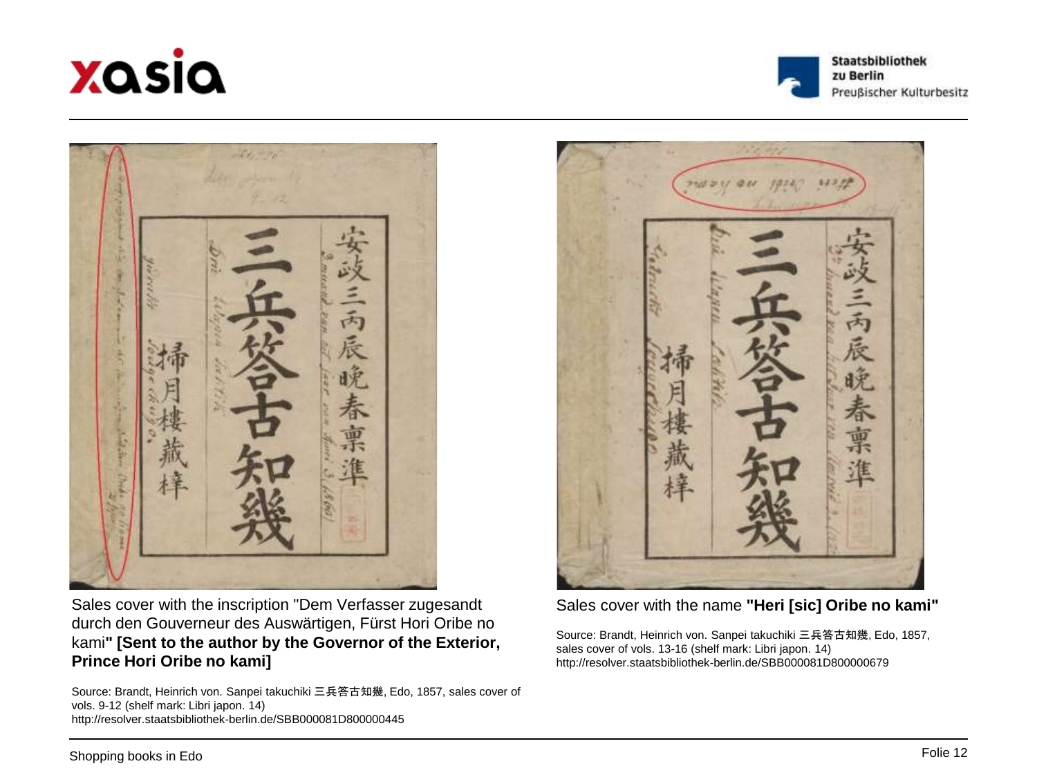安政三丙辰晩春稟準

三兵答古知幾

掃月樓藏梓

Sales cover with the inscription "Dem Verfasser zugesandt durch den Gouverneur des Auswärtigen, Fürst Hori Oribe no kami" **[Sent to the author by the Governor of the Exterior, Prince Hori Oribe no kami]**

Source: Brandt, Heinrich von. Sanpei takuchiki 三兵答古知幾, Edo, 1857, sales cover of vols. 9-12 (shelf mark: Libri japon. 14)
http://resolver.staatsbibliothek-berlin.de/SBB000081D800000445

安政三丙辰晩春稟準

三兵答古知幾

掃月樓藏梓

Sales cover with the name **"Heri [sic] Oribe no kami"**

Source: Brandt, Heinrich von. Sanpei takuchiki 三兵答古知幾, Edo, 1857, sales cover of vols. 13-16 (shelf mark: Libri japon. 14)
http://resolver.staatsbibliothek-berlin.de/SBB000081D800000679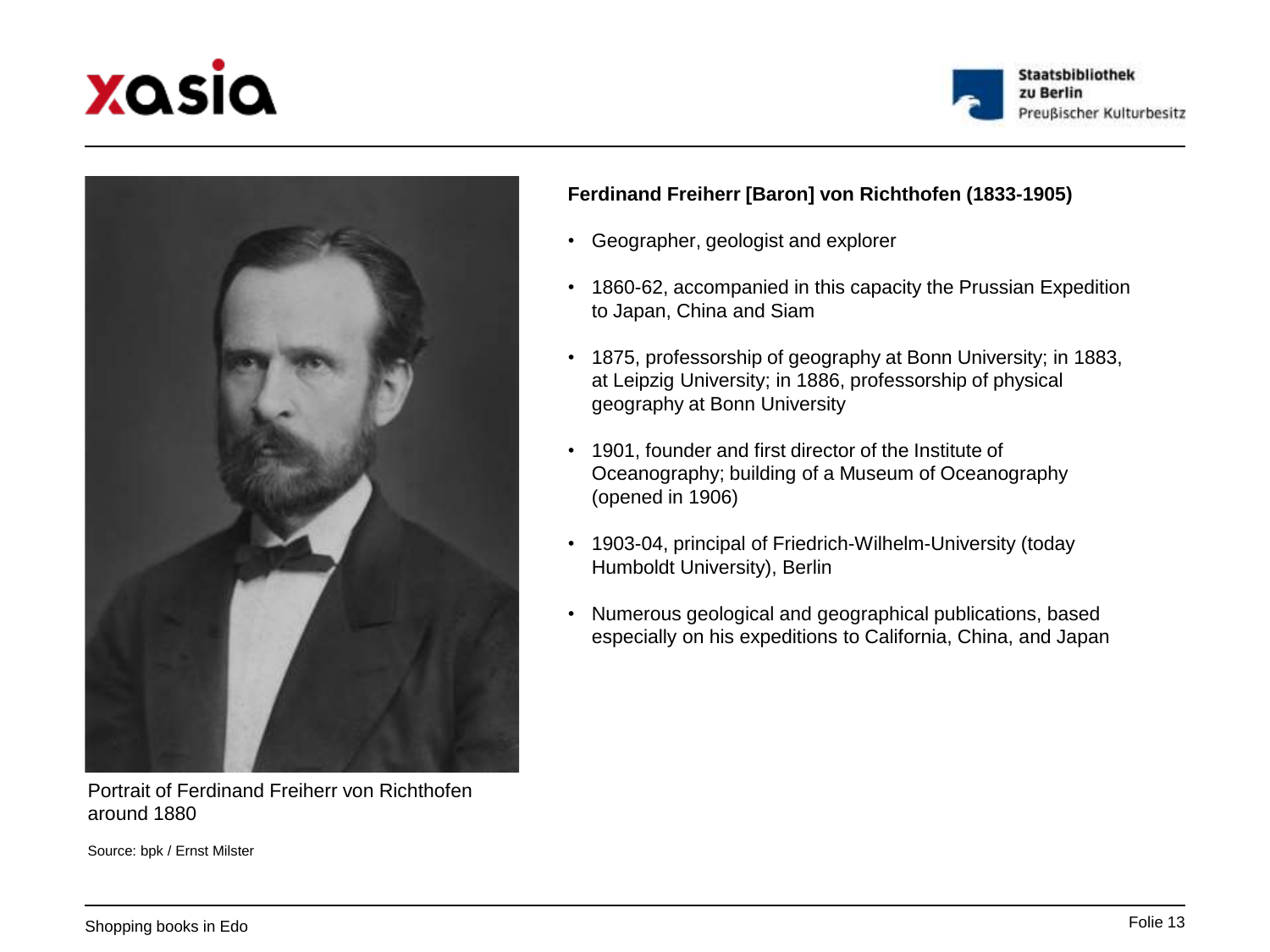Portrait of Ferdinand Freiherr von Richthofen around 1880

Source: bpk / Ernst Milster

**Ferdinand Freiherr [Baron] von Richthofen (1833-1905)**

- Geographer, geologist and explorer
- 1860-62, accompanied in this capacity the Prussian Expedition to Japan, China and Siam
- 1875, professorship of geography at Bonn University; in 1883, at Leipzig University; in 1886, professorship of physical geography at Bonn University
- 1901, founder and first director of the Institute of Oceanography; building of a Museum of Oceanography (opened in 1906)
- 1903-04, principal of Friedrich-Wilhelm-University (today Humboldt University), Berlin
- Numerous geological and geographical publications, based especially on his expeditions to California, China, and Japan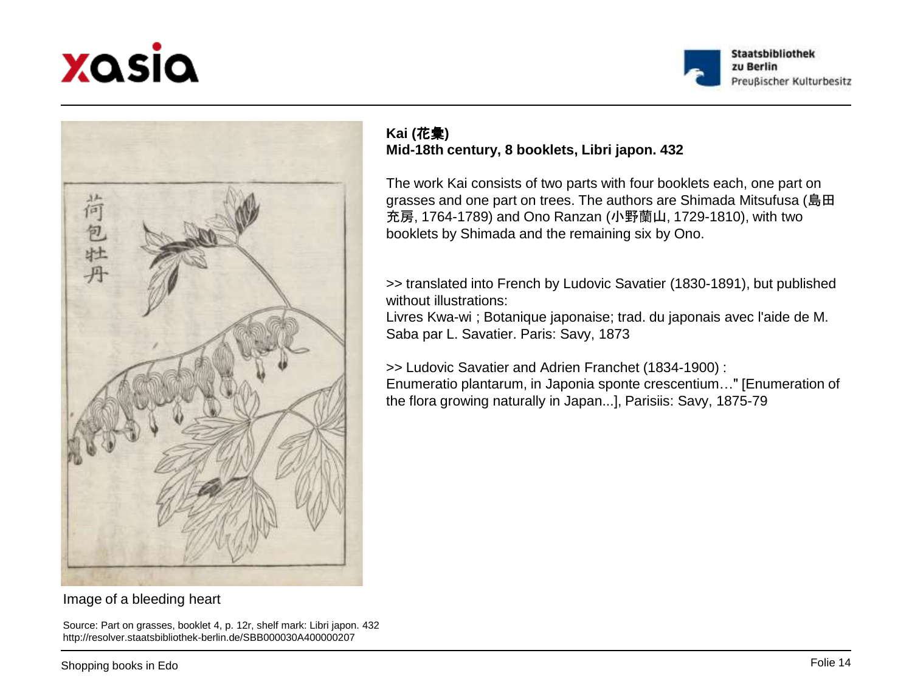**Kai (花彙)**
**Mid-18th century, 8 booklets, Libri japon. 432**

The work Kai consists of two parts with four booklets each, one part on grasses and one part on trees. The authors are Shimada Mitsufusa (島田充房, 1764-1789) and Ono Ranzan (小野蘭山, 1729-1810), with two booklets by Shimada and the remaining six by Ono.

>> translated into French by Ludovic Savatier (1830-1891), but published without illustrations:
Livres Kwa-wi ; Botanique japonaise; trad. du japonais avec l'aide de M. Saba par L. Savatier. Paris: Savy, 1873

>> Ludovic Savatier and Adrien Franchet (1834-1900) :
Enumeratio plantarum, in Japonia sponte crescentium…" [Enumeration of the flora growing naturally in Japan...], Parisiis: Savy, 1875-79

荷包牡丹

Image of a bleeding heart

Source: Part on grasses, booklet 4, p. 12r, shelf mark: Libri japon. 432
http://resolver.staatsbibliothek-berlin.de/SBB000030A400000207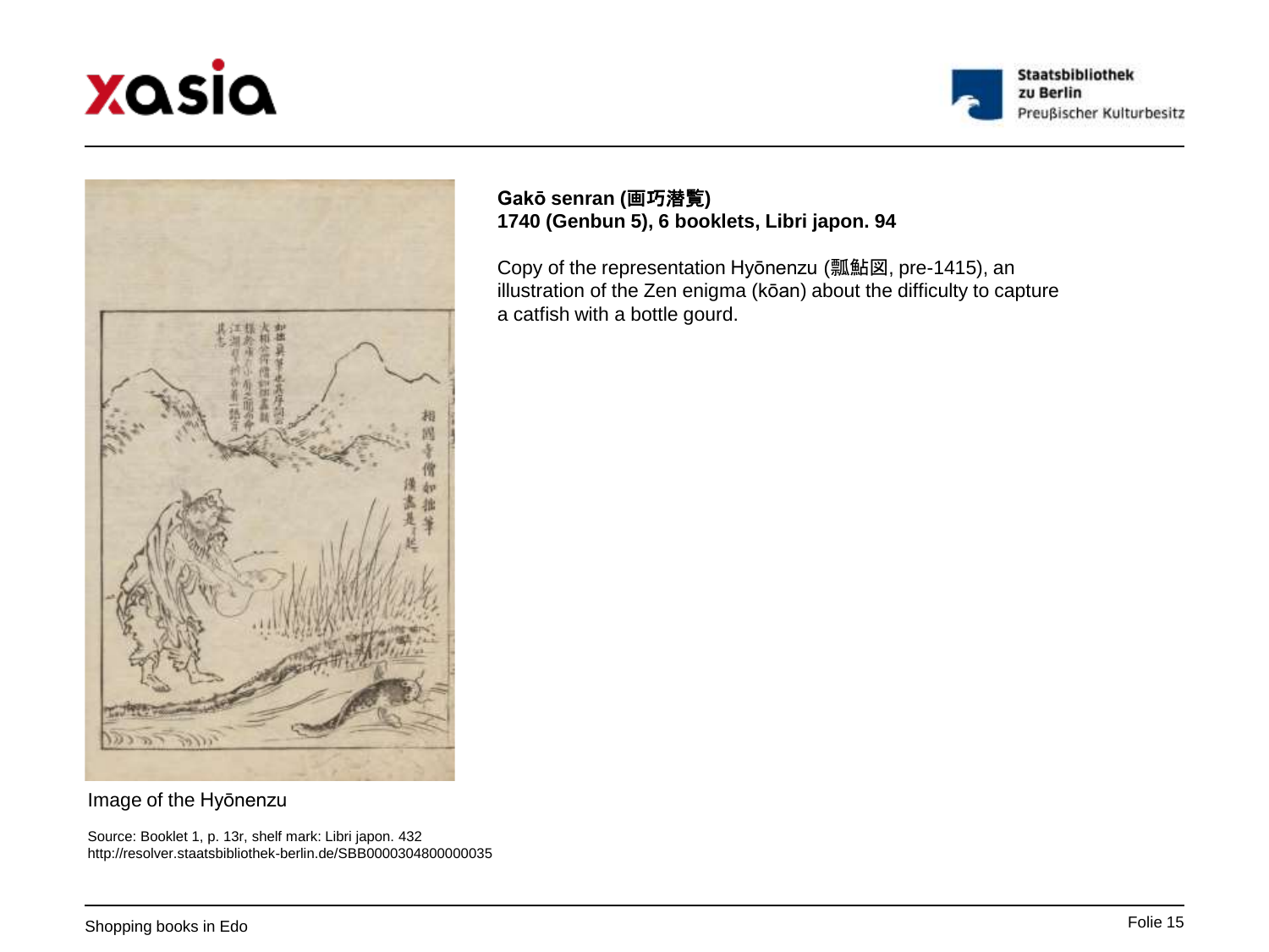**Gakō senran (画巧潜覧)**
**1740 (Genbun 5), 6 booklets, Libri japon. 94**

Copy of the representation Hyōnenzu (瓢鮎図, pre-1415), an illustration of the Zen enigma (kōan) about the difficulty to capture a catfish with a bottle gourd.

Image of the Hyōnenzu

Source: Booklet 1, p. 13r, shelf mark: Libri japon. 432
http://resolver.staatsbibliothek-berlin.de/SBB0000304800000035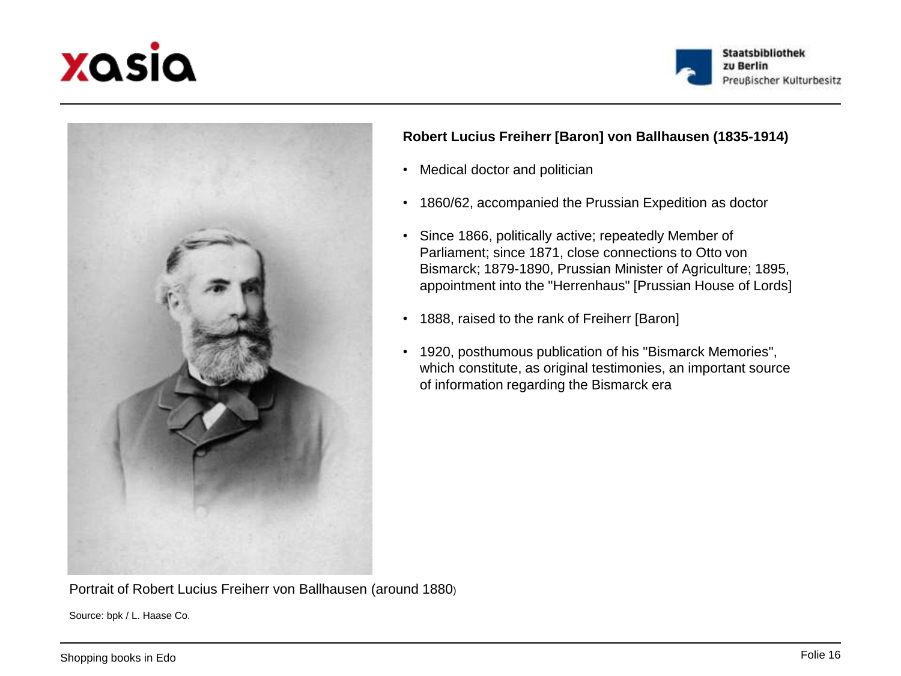**Robert Lucius Freiherr [Baron] von Ballhausen (1835-1914)**

- Medical doctor and politician
- 1860/62, accompanied the Prussian Expedition as doctor
- Since 1866, politically active; repeatedly Member of Parliament; since 1871, close connections to Otto von Bismarck; 1879-1890, Prussian Minister of Agriculture; 1895, appointment into the "Herrenhaus" [Prussian House of Lords]
- 1888, raised to the rank of Freiherr [Baron]
- 1920, posthumous publication of his "Bismarck Memories", which constitute, as original testimonies, an important source of information regarding the Bismarck era

Portrait of Robert Lucius Freiherr von Ballhausen (around 1880)

Source: bpk / L. Haase Co.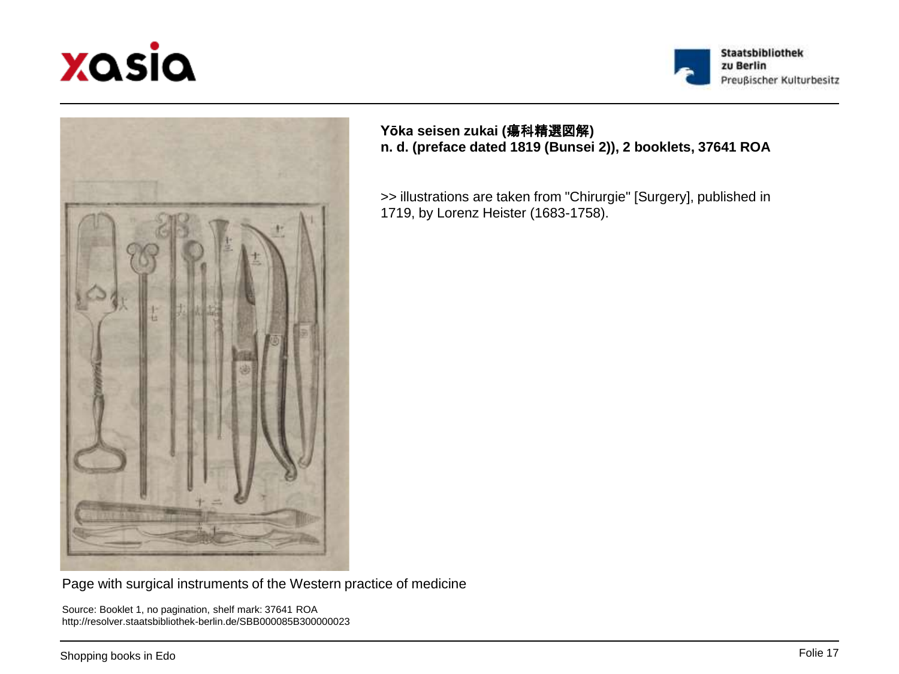**Yōka seisen zukai (瘍科精選図解)**
**n. d. (preface dated 1819 (Bunsei 2)), 2 booklets, 37641 ROA**

>> illustrations are taken from "Chirurgie" [Surgery], published in 1719, by Lorenz Heister (1683-1758).

Page with surgical instruments of the Western practice of medicine

Source: Booklet 1, no pagination, shelf mark: 37641 ROA
http://resolver.staatsbibliothek-berlin.de/SBB000085B300000023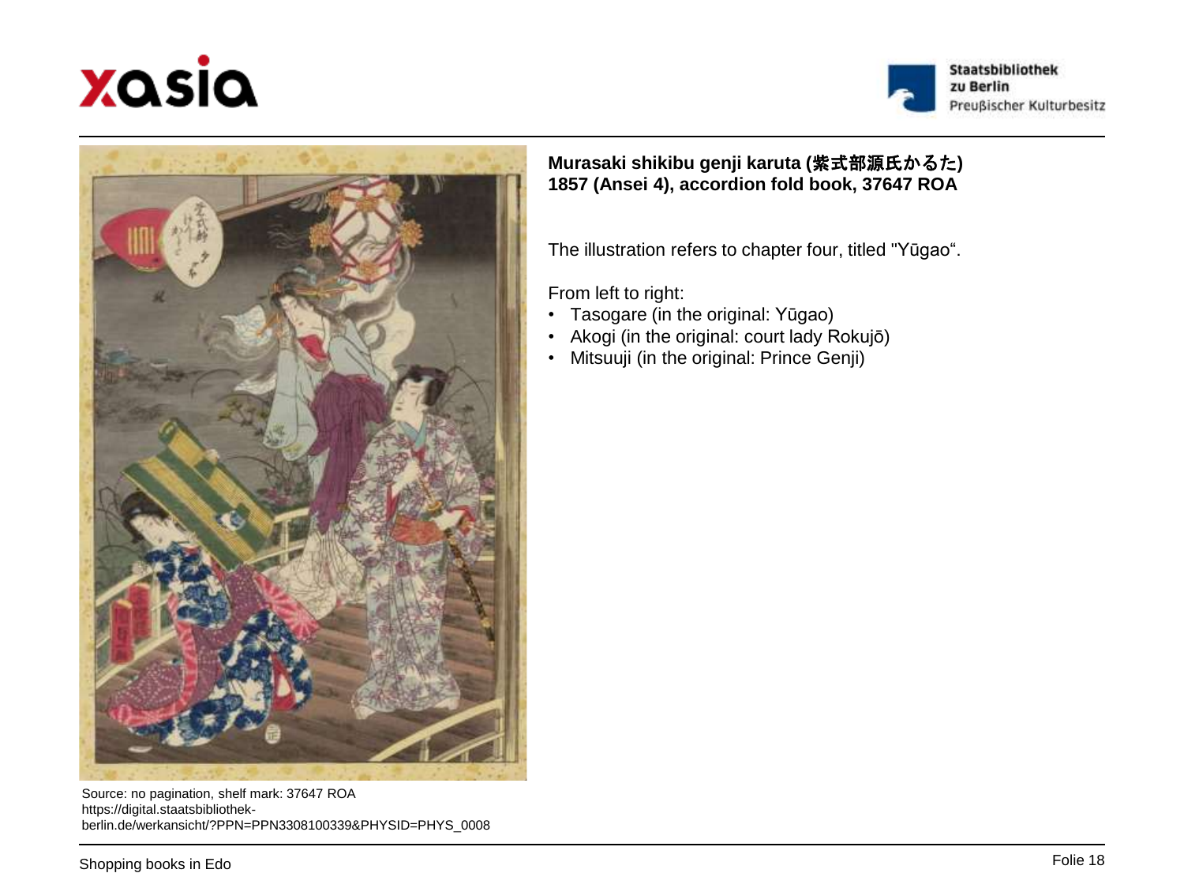**Murasaki shikibu genji karuta (紫式部源氏かるた)**
**1857 (Ansei 4), accordion fold book, 37647 ROA**

The illustration refers to chapter four, titled "Yūgao".

From left to right:

- Tasogare (in the original: Yūgao)
- Akogi (in the original: court lady Rokujō)
- Mitsuuji (in the original: Prince Genji)

Source: no pagination, shelf mark: 37647 ROA
https://digital.staatsbibliothek-berlin.de/werkansicht/?PPN=PPN3308100339&PHYSID=PHYS_0008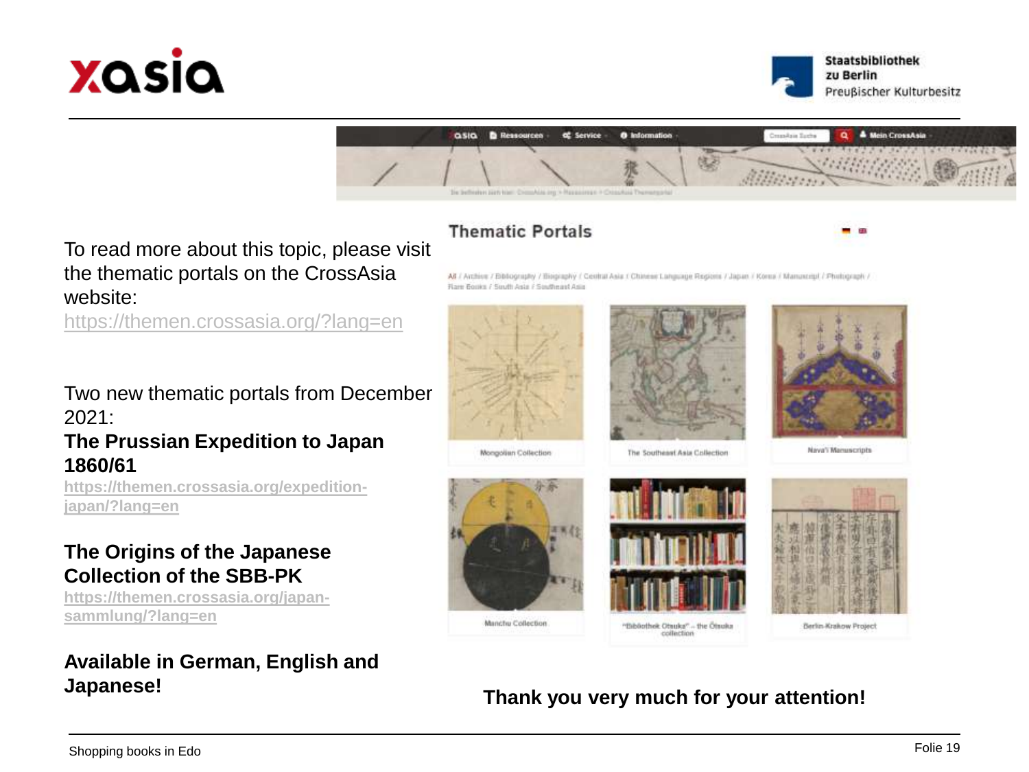To read more about this topic, please visit the thematic portals on the CrossAsia website:
https://themen.crossasia.org/?lang=en

Two new thematic portals from December 2021:

**The Prussian Expedition to Japan 1860/61**
https://themen.crossasia.org/expedition-japan/?lang=en

**The Origins of the Japanese Collection of the SBB-PK**
https://themen.crossasia.org/japan-sammlung/?lang=en

**Available in German, English and Japanese!**

## Thematic Portals

All / Archive / Bibliography / Biography / Central Asia / Chinese Language Regions / Japan / Korea / Manuscript / Photograph / Rare Books / South Asia / Southeast Asia

Mongolian Collection

The Southeast Asia Collection

Nava'i Manuscripts

Manchu Collection

"Bibliothek Otsuka" – the Ōtsuka collection

Berlin-Krakow Project

**Thank you very much for your attention!**